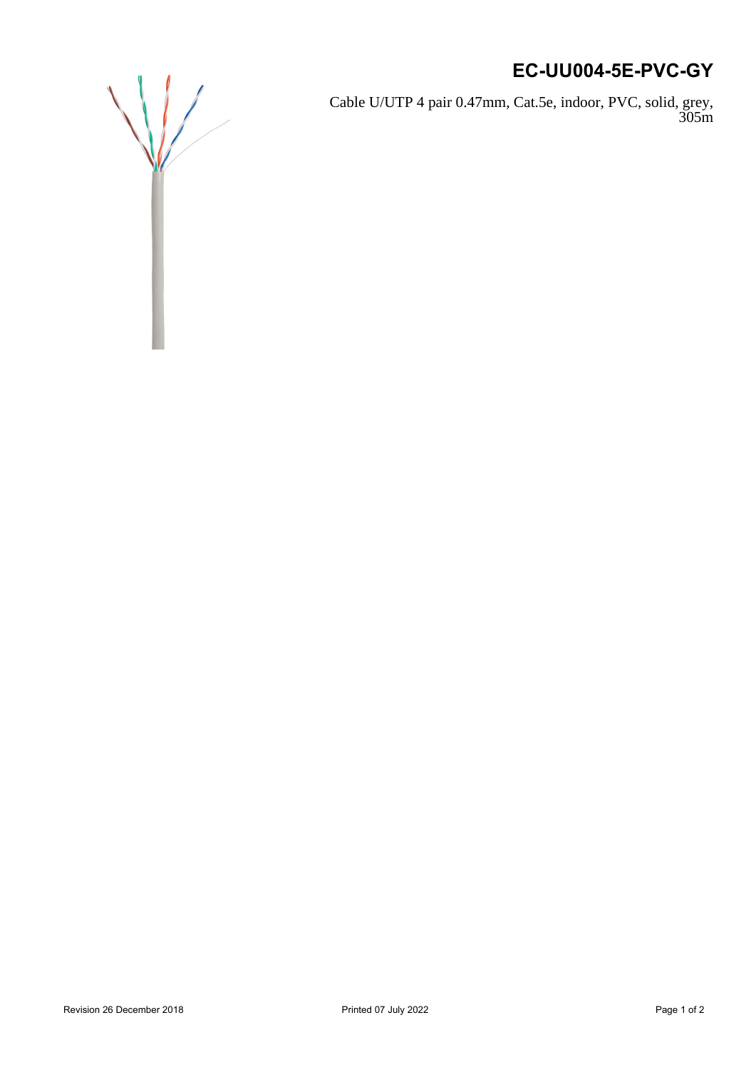# EC-UU004-5E-PVC-GY

Cable U/UTP 4 pair 0.47mm, Cat.5e, indoor, PVC, solid, grey, 305m

Revision 26 December 2018

Printed 07 July 2022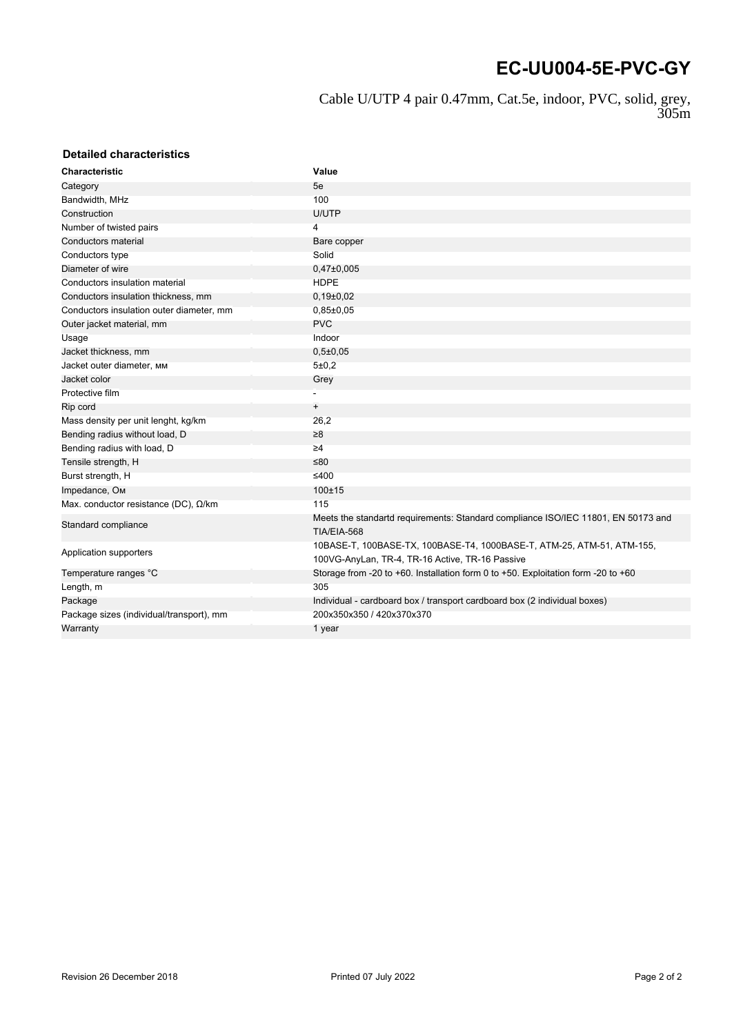# EC-UU004-5E-PVC-GY

Cable U/UTP 4 pair 0.47mm, Cat.5e, indoor, PVC, solid, grey, 305m

### Detailed characteristics

| Characteristic | Value |
|---|---|
| Category | 5e |
| Bandwidth, MHz | 100 |
| Construction | U/UTP |
| Number of twisted pairs | 4 |
| Conductors material | Bare copper |
| Conductors type | Solid |
| Diameter of wire | 0,47±0,005 |
| Conductors insulation material | HDPE |
| Conductors insulation thickness, mm | 0,19±0,02 |
| Conductors insulation outer diameter, mm | 0,85±0,05 |
| Outer jacket material, mm | PVC |
| Usage | Indoor |
| Jacket thickness, mm | 0,5±0,05 |
| Jacket outer diameter, мм | 5±0,2 |
| Jacket color | Grey |
| Protective film | - |
| Rip cord | + |
| Mass density per unit lenght, kg/km | 26,2 |
| Bending radius without load, D | ≥8 |
| Bending radius with load, D | ≥4 |
| Tensile strength, H | ≤80 |
| Burst strength, H | ≤400 |
| Impedance, Ом | 100±15 |
| Max. conductor resistance (DC), Ω/km | 115 |
| Standard compliance | Meets the standartd requirements: Standard compliance ISO/IEC 11801, EN 50173 and TIA/EIA-568 |
| Application supporters | 10BASE-T, 100BASE-TX, 100BASE-T4, 1000BASE-T, ATM-25, ATM-51, ATM-155, 100VG-AnyLan, TR-4, TR-16 Active, TR-16 Passive |
| Temperature ranges °C | Storage from -20 to +60. Installation form 0 to +50. Exploitation form -20 to +60 |
| Length, m | 305 |
| Package | Individual - cardboard box / transport cardboard box (2 individual boxes) |
| Package sizes (individual/transport), mm | 200x350x350 / 420x370x370 |
| Warranty | 1 year |

Revision 26 December 2018 Printed 07 July 2022